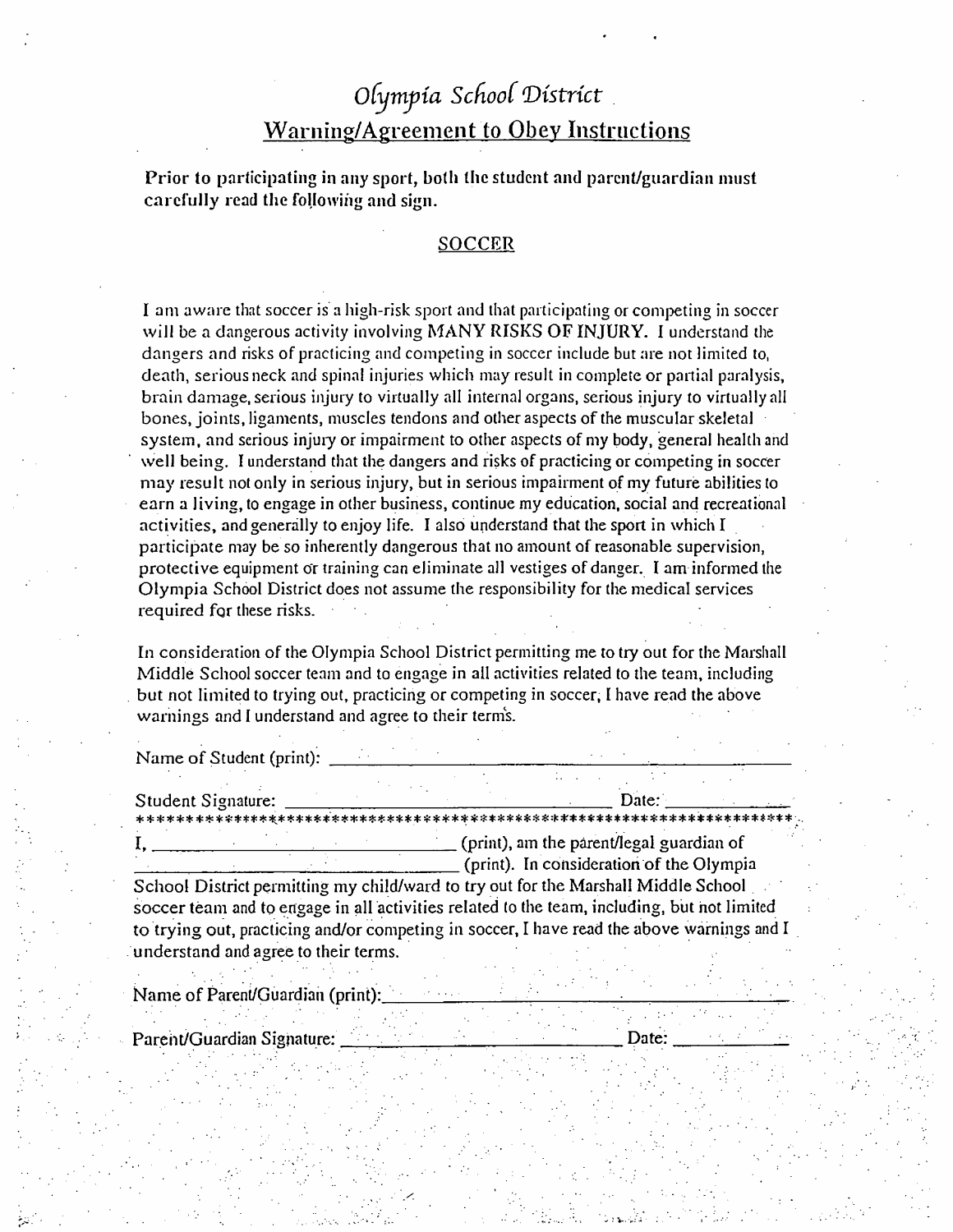# Olympia School District

## Warning/Agreement to Obey Instructions

**Prior to participating in any sport, both the student and parent/guardian must carefully read the following and sign.**

### SOCCER

I am aware that soccer is a high-risk sport and that participating or competing in soccer will be a dangerous activity involving MANY RISKS OF INJURY. I understand the dangers and risks of practicing and competing in soccer include but are not limited to, death, serious neck and spinal injuries which may result in complete or partial paralysis, brain damage, serious injury to virtually all internal organs, serious injury to virtually all bones, joints, ligaments, muscles tendons and other aspects of the muscular skeletal system, and serious injury or impairment to other aspects of my body, general health and well being. I understand that the dangers and risks of practicing or competing in soccer may result not only in serious injury, but in serious impairment of my future abilities to earn a living, to engage in other business, continue my education, social and recreational activities, and generally to enjoy life. I also understand that the sport in which I participate may be so inherently dangerous that no amount of reasonable supervision, protective equipment or training can eliminate all vestiges of danger. I am informed the Olympia School District does not assume the responsibility for the medical services required for these risks.

In consideration of the Olympia School District permitting me to try out for the Marshall Middle School soccer team and to engage in all activities related to the team, including but not limited to trying out, practicing or competing in soccer, I have read the above warnings and I understand and agree to their terms.

Name of Student (print): ______________________________________________

Student Signature: __________________________________ Date: ____________

***************************************************************************

I, __________________________________ (print), am the parent/legal guardian of __________________________________ (print). In consideration of the Olympia School District permitting my child/ward to try out for the Marshall Middle School soccer team and to engage in all activities related to the team, including, but not limited to trying out, practicing and/or competing in soccer, I have read the above warnings and I understand and agree to their terms.

Name of Parent/Guardian (print): ______________________________________

Parent/Guardian Signature: ___________________________ Date: ____________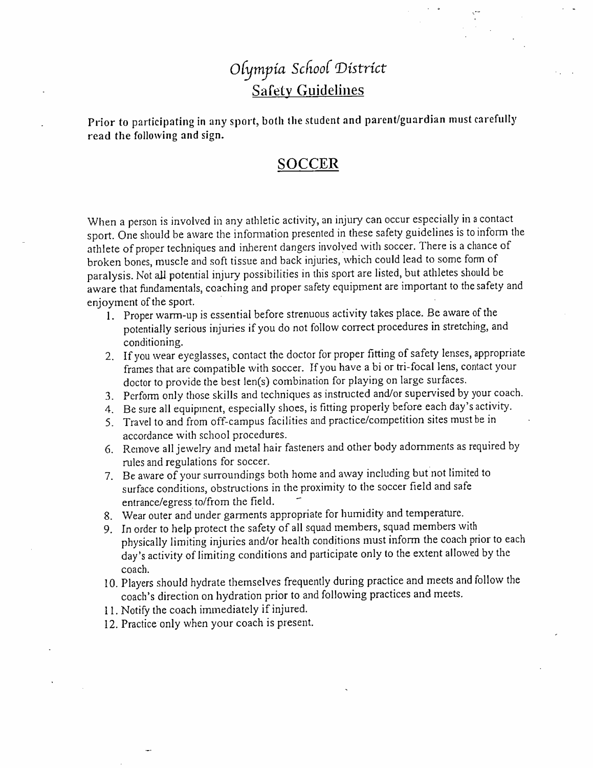# *Olympia School District*

## Safety Guidelines

**Prior to participating in any sport, both the student and parent/guardian must carefully read the following and sign.**

## SOCCER

When a person is involved in any athletic activity, an injury can occur especially in a contact sport. One should be aware the information presented in these safety guidelines is to inform the athlete of proper techniques and inherent dangers involved with soccer. There is a chance of broken bones, muscle and soft tissue and back injuries, which could lead to some form of paralysis. Not all potential injury possibilities in this sport are listed, but athletes should be aware that fundamentals, coaching and proper safety equipment are important to the safety and enjoyment of the sport.

1. Proper warm-up is essential before strenuous activity takes place. Be aware of the potentially serious injuries if you do not follow correct procedures in stretching, and conditioning.
2. If you wear eyeglasses, contact the doctor for proper fitting of safety lenses, appropriate frames that are compatible with soccer. If you have a bi or tri-focal lens, contact your doctor to provide the best len(s) combination for playing on large surfaces.
3. Perform only those skills and techniques as instructed and/or supervised by your coach.
4. Be sure all equipment, especially shoes, is fitting properly before each day's activity.
5. Travel to and from off-campus facilities and practice/competition sites must be in accordance with school procedures.
6. Remove all jewelry and metal hair fasteners and other body adornments as required by rules and regulations for soccer.
7. Be aware of your surroundings both home and away including but not limited to surface conditions, obstructions in the proximity to the soccer field and safe entrance/egress to/from the field.
8. Wear outer and under garments appropriate for humidity and temperature.
9. In order to help protect the safety of all squad members, squad members with physically limiting injuries and/or health conditions must inform the coach prior to each day's activity of limiting conditions and participate only to the extent allowed by the coach.
10. Players should hydrate themselves frequently during practice and meets and follow the coach's direction on hydration prior to and following practices and meets.
11. Notify the coach immediately if injured.
12. Practice only when your coach is present.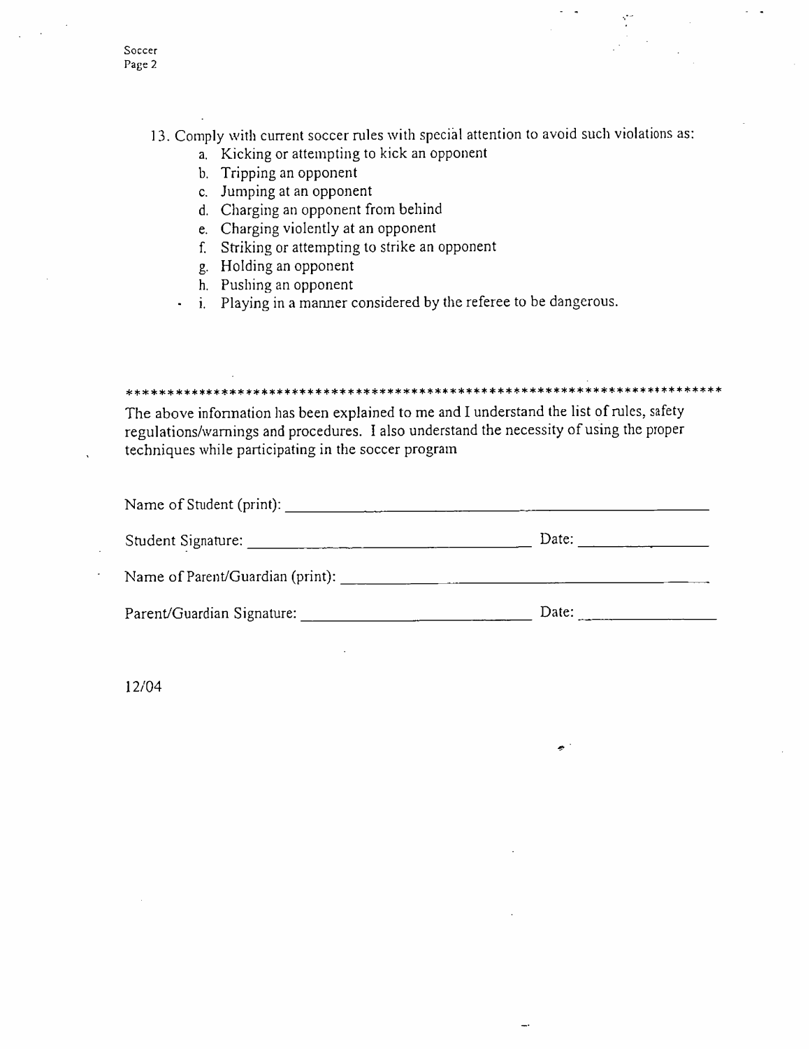13. Comply with current soccer rules with special attention to avoid such violations as:
    a. Kicking or attempting to kick an opponent
    b. Tripping an opponent
    c. Jumping at an opponent
    d. Charging an opponent from behind
    e. Charging violently at an opponent
    f. Striking or attempting to strike an opponent
    g. Holding an opponent
    h. Pushing an opponent
    i. Playing in a manner considered by the referee to be dangerous.

***************************************************************************

The above information has been explained to me and I understand the list of rules, safety regulations/warnings and procedures. I also understand the necessity of using the proper techniques while participating in the soccer program

Name of Student (print): ______________________________

Student Signature: ______________________________ Date: ______________

Name of Parent/Guardian (print): ______________________________

Parent/Guardian Signature: ______________________________ Date: ______________

12/04